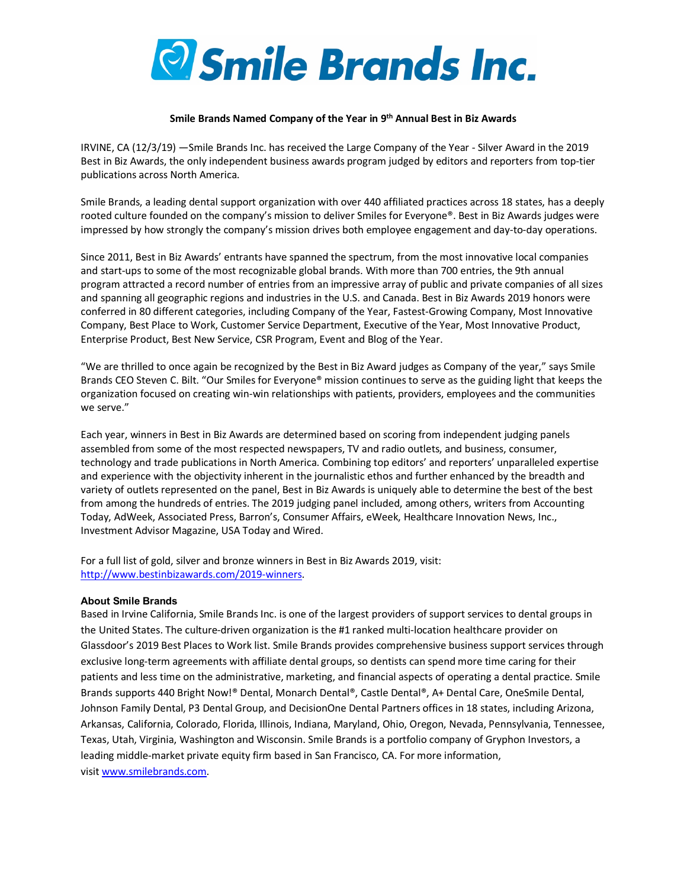# Smile Brands Inc.

## Smile Brands Named Company of the Year in 9th Annual Best in Biz Awards

IRVINE, CA (12/3/19) —Smile Brands Inc. has received the Large Company of the Year - Silver Award in the 2019 Best in Biz Awards, the only independent business awards program judged by editors and reporters from top-tier publications across North America.

Smile Brands, a leading dental support organization with over 440 affiliated practices across 18 states, has a deeply rooted culture founded on the company's mission to deliver Smiles for Everyone®. Best in Biz Awards judges were impressed by how strongly the company's mission drives both employee engagement and day-to-day operations.

Since 2011, Best in Biz Awards' entrants have spanned the spectrum, from the most innovative local companies and start-ups to some of the most recognizable global brands. With more than 700 entries, the 9th annual program attracted a record number of entries from an impressive array of public and private companies of all sizes and spanning all geographic regions and industries in the U.S. and Canada. Best in Biz Awards 2019 honors were conferred in 80 different categories, including Company of the Year, Fastest-Growing Company, Most Innovative Company, Best Place to Work, Customer Service Department, Executive of the Year, Most Innovative Product, Enterprise Product, Best New Service, CSR Program, Event and Blog of the Year.

"We are thrilled to once again be recognized by the Best in Biz Award judges as Company of the year," says Smile Brands CEO Steven C. Bilt. "Our Smiles for Everyone® mission continues to serve as the guiding light that keeps the organization focused on creating win-win relationships with patients, providers, employees and the communities we serve."

Each year, winners in Best in Biz Awards are determined based on scoring from independent judging panels assembled from some of the most respected newspapers, TV and radio outlets, and business, consumer, technology and trade publications in North America. Combining top editors' and reporters' unparalleled expertise and experience with the objectivity inherent in the journalistic ethos and further enhanced by the breadth and variety of outlets represented on the panel, Best in Biz Awards is uniquely able to determine the best of the best from among the hundreds of entries. The 2019 judging panel included, among others, writers from Accounting Today, AdWeek, Associated Press, Barron's, Consumer Affairs, eWeek, Healthcare Innovation News, Inc., Investment Advisor Magazine, USA Today and Wired.

For a full list of gold, silver and bronze winners in Best in Biz Awards 2019, visit: http://www.bestinbizawards.com/2019-winners.

**About Smile Brands**

Based in Irvine California, Smile Brands Inc. is one of the largest providers of support services to dental groups in the United States. The culture-driven organization is the #1 ranked multi-location healthcare provider on Glassdoor's 2019 Best Places to Work list. Smile Brands provides comprehensive business support services through exclusive long-term agreements with affiliate dental groups, so dentists can spend more time caring for their patients and less time on the administrative, marketing, and financial aspects of operating a dental practice. Smile Brands supports 440 Bright Now!® Dental, Monarch Dental®, Castle Dental®, A+ Dental Care, OneSmile Dental, Johnson Family Dental, P3 Dental Group, and DecisionOne Dental Partners offices in 18 states, including Arizona, Arkansas, California, Colorado, Florida, Illinois, Indiana, Maryland, Ohio, Oregon, Nevada, Pennsylvania, Tennessee, Texas, Utah, Virginia, Washington and Wisconsin. Smile Brands is a portfolio company of Gryphon Investors, a leading middle-market private equity firm based in San Francisco, CA. For more information, visit www.smilebrands.com.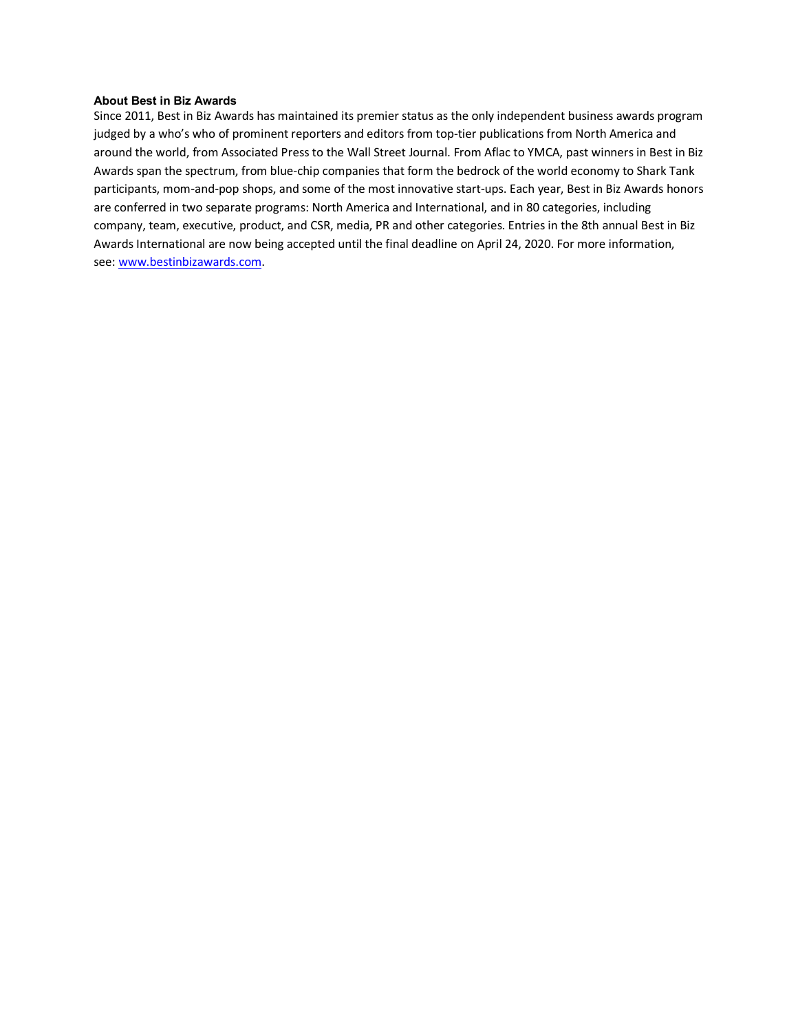**About Best in Biz Awards**

Since 2011, Best in Biz Awards has maintained its premier status as the only independent business awards program judged by a who's who of prominent reporters and editors from top-tier publications from North America and around the world, from Associated Press to the Wall Street Journal. From Aflac to YMCA, past winners in Best in Biz Awards span the spectrum, from blue-chip companies that form the bedrock of the world economy to Shark Tank participants, mom-and-pop shops, and some of the most innovative start-ups. Each year, Best in Biz Awards honors are conferred in two separate programs: North America and International, and in 80 categories, including company, team, executive, product, and CSR, media, PR and other categories. Entries in the 8th annual Best in Biz Awards International are now being accepted until the final deadline on April 24, 2020. For more information, see: [www.bestinbizawards.com](http://www.bestinbizawards.com).